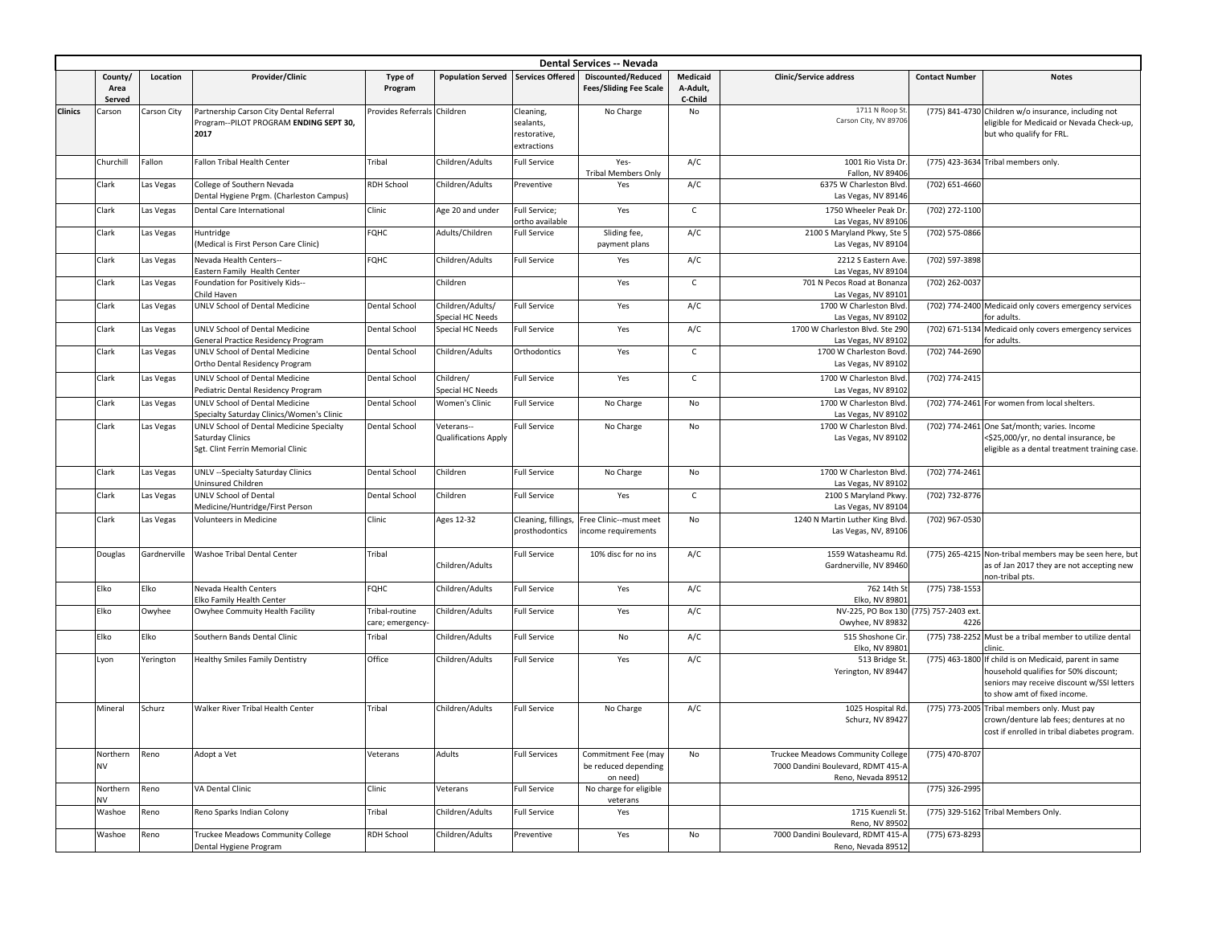## Dental Services -- Nevada

| | County/ Area Served | Location | Provider/Clinic | Type of Program | Population Served | Services Offered | Discounted/Reduced Fees/Sliding Fee Scale | Medicaid A-Adult, C-Child | Clinic/Service address | Contact Number | Notes |
|---|---|---|---|---|---|---|---|---|---|---|---|
| **Clinics** | Carson | Carson City | Partnership Carson City Dental Referral Program--PILOT PROGRAM **ENDING SEPT 30, 2017** | Provides Referrals | Children | Cleaning, sealants, restorative, extractions | No Charge | No | 1711 N Roop St. Carson City, NV 89706 | (775) 841-4730 | Children w/o insurance, including not eligible for Medicaid or Nevada Check-up, but who qualify for FRL. |
| | Churchill | Fallon | Fallon Tribal Health Center | Tribal | Children/Adults | Full Service | Yes- Tribal Members Only | A/C | 1001 Rio Vista Dr. Fallon, NV 89406 | (775) 423-3634 | Tribal members only. |
| | Clark | Las Vegas | College of Southern Nevada Dental Hygiene Prgm. (Charleston Campus) | RDH School | Children/Adults | Preventive | Yes | A/C | 6375 W Charleston Blvd. Las Vegas, NV 89146 | (702) 651-4660 | |
| | Clark | Las Vegas | Dental Care International | Clinic | Age 20 and under | Full Service; ortho available | Yes | C | 1750 Wheeler Peak Dr. Las Vegas, NV 89106 | (702) 272-1100 | |
| | Clark | Las Vegas | Huntridge (Medical is First Person Care Clinic) | FQHC | Adults/Children | Full Service | Sliding fee, payment plans | A/C | 2100 S Maryland Pkwy, Ste 5 Las Vegas, NV 89104 | (702) 575-0866 | |
| | Clark | Las Vegas | Nevada Health Centers-- Eastern Family Health Center | FQHC | Children/Adults | Full Service | Yes | A/C | 2212 S Eastern Ave. Las Vegas, NV 89104 | (702) 597-3898 | |
| | Clark | Las Vegas | Foundation for Positively Kids-- Child Haven | | Children | | Yes | C | 701 N Pecos Road at Bonanza Las Vegas, NV 89101 | (702) 262-0037 | |
| | Clark | Las Vegas | UNLV School of Dental Medicine | Dental School | Children/Adults/ Special HC Needs | Full Service | Yes | A/C | 1700 W Charleston Blvd. Las Vegas, NV 89102 | (702) 774-2400 | Medicaid only covers emergency services for adults. |
| | Clark | Las Vegas | UNLV School of Dental Medicine General Practice Residency Program | Dental School | Special HC Needs | Full Service | Yes | A/C | 1700 W Charleston Blvd. Ste 290 Las Vegas, NV 89102 | (702) 671-5134 | Medicaid only covers emergency services for adults. |
| | Clark | Las Vegas | UNLV School of Dental Medicine Ortho Dental Residency Program | Dental School | Children/Adults | Orthodontics | Yes | C | 1700 W Charleston Bovd. Las Vegas, NV 89102 | (702) 744-2690 | |
| | Clark | Las Vegas | UNLV School of Dental Medicine Pediatric Dental Residency Program | Dental School | Children/ Special HC Needs | Full Service | Yes | C | 1700 W Charleston Blvd. Las Vegas, NV 89102 | (702) 774-2415 | |
| | Clark | Las Vegas | UNLV School of Dental Medicine Specialty Saturday Clinics/Women's Clinic | Dental School | Women's Clinic | Full Service | No Charge | No | 1700 W Charleston Blvd. Las Vegas, NV 89102 | (702) 774-2461 | For women from local shelters. |
| | Clark | Las Vegas | UNLV School of Dental Medicine Specialty Saturday Clinics Sgt. Clint Ferrin Memorial Clinic | Dental School | Veterans-- Qualifications Apply | Full Service | No Charge | No | 1700 W Charleston Blvd. Las Vegas, NV 89102 | (702) 774-2461 | One Sat/month; varies. Income <$25,000/yr, no dental insurance, be eligible as a dental treatment training case. |
| | Clark | Las Vegas | UNLV --Specialty Saturday Clinics Uninsured Children | Dental School | Children | Full Service | No Charge | No | 1700 W Charleston Blvd. Las Vegas, NV 89102 | (702) 774-2461 | |
| | Clark | Las Vegas | UNLV School of Dental Medicine/Huntridge/First Person | Dental School | Children | Full Service | Yes | C | 2100 S Maryland Pkwy. Las Vegas, NV 89104 | (702) 732-8776 | |
| | Clark | Las Vegas | Volunteers in Medicine | Clinic | Ages 12-32 | Cleaning, fillings, prosthodontics | Free Clinic--must meet income requirements | No | 1240 N Martin Luther King Blvd. Las Vegas, NV, 89106 | (702) 967-0530 | |
| | Douglas | Gardnerville | Washoe Tribal Dental Center | Tribal | Children/Adults | Full Service | 10% disc for no ins | A/C | 1559 Watasheamu Rd. Gardnerville, NV 89460 | (775) 265-4215 | Non-tribal members may be seen here, but as of Jan 2017 they are not accepting new non-tribal pts. |
| | Elko | Elko | Nevada Health Centers Elko Family Health Center | FQHC | Children/Adults | Full Service | Yes | A/C | 762 14th St Elko, NV 89801 | (775) 738-1553 | |
| | Elko | Owyhee | Owyhee Commuity Health Facility | Tribal-routine care; emergency- | Children/Adults | Full Service | Yes | A/C | NV-225, PO Box 130 Owyhee, NV 89832 | (775) 757-2403 ext. 4226 | |
| | Elko | Elko | Southern Bands Dental Clinic | Tribal | Children/Adults | Full Service | No | A/C | 515 Shoshone Cir. Elko, NV 89801 | (775) 738-2252 | Must be a tribal member to utilize dental clinic. |
| | Lyon | Yerington | Healthy Smiles Family Dentistry | Office | Children/Adults | Full Service | Yes | A/C | 513 Bridge St. Yerington, NV 89447 | (775) 463-1800 | If child is on Medicaid, parent in same household qualifies for 50% discount; seniors may receive discount w/SSI letters to show amt of fixed income. |
| | Mineral | Schurz | Walker River Tribal Health Center | Tribal | Children/Adults | Full Service | No Charge | A/C | 1025 Hospital Rd. Schurz, NV 89427 | (775) 773-2005 | Tribal members only. Must pay crown/denture lab fees; dentures at no cost if enrolled in tribal diabetes program. |
| | Northern NV | Reno | Adopt a Vet | Veterans | Adults | Full Services | Commitment Fee (may be reduced depending on need) | No | Truckee Meadows Community College 7000 Dandini Boulevard, RDMT 415-A Reno, Nevada 89512 | (775) 470-8707 | |
| | Northern NV | Reno | VA Dental Clinic | Clinic | Veterans | Full Service | No charge for eligible veterans | | | (775) 326-2995 | |
| | Washoe | Reno | Reno Sparks Indian Colony | Tribal | Children/Adults | Full Service | Yes | | 1715 Kuenzli St. Reno, NV 89502 | (775) 329-5162 | Tribal Members Only. |
| | Washoe | Reno | Truckee Meadows Community College Dental Hygiene Program | RDH School | Children/Adults | Preventive | Yes | No | 7000 Dandini Boulevard, RDMT 415-A Reno, Nevada 89512 | (775) 673-8293 | |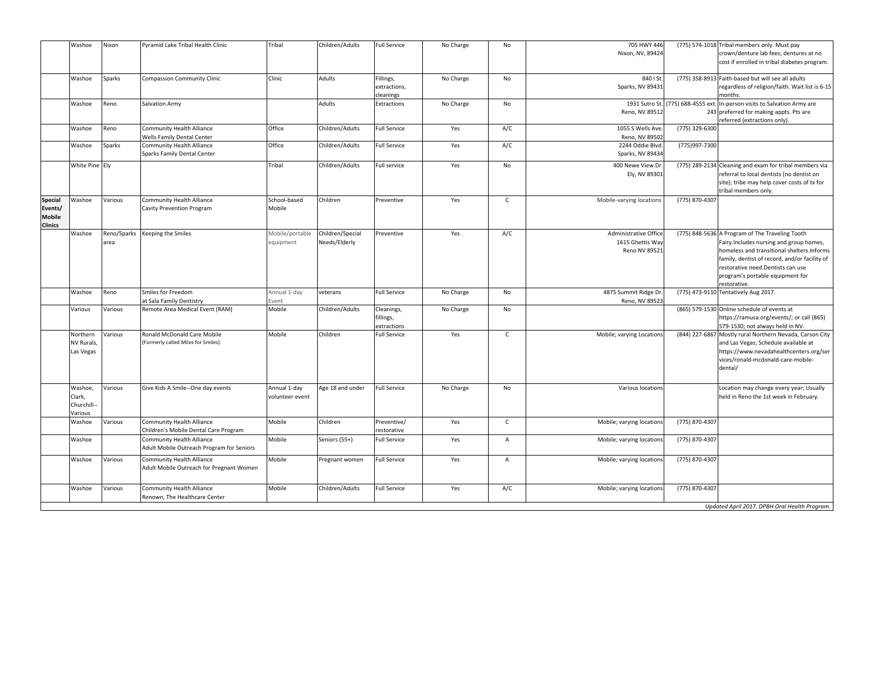| | | | | | | | | | | | |
|---|---|---|---|---|---|---|---|---|---|---|---|
| | Washoe | Nixon | Pyramid Lake Tribal Health Clinic | Tribal | Children/Adults | Full Service | No Charge | No | 705 HWY 446 Nixon, NV, 89424 | (775) 574-1018 | Tribal members only. Must pay crown/denture lab fees; dentures at no cost if enrolled in tribal diabetes program. |
| | Washoe | Sparks | Compassion Community Clinic | Clinic | Adults | Fillings, extractions, cleanings | No Charge | No | 840 I St. Sparks, NV 89431 | (775) 358-8913 | Faith-based but will see all adults regardless of religion/faith. Wait list is 6-15 months. |
| | Washoe | Reno | Salvation Army | | Adults | Extractions | No Charge | No | 1931 Sutro St. Reno, NV 89512 | (775) 688-4555 ext. 243 | In-person visits to Salvation Army are preferred for making appts. Pts are referred (extractions only). |
| | Washoe | Reno | Community Health Alliance Wells Family Dental Center | Office | Children/Adults | Full Service | Yes | A/C | 1055 S Wells Ave. Reno, NV 89502 | (775) 329-6300 | |
| | Washoe | Sparks | Community Health Alliance Sparks Family Dental Center | Office | Children/Adults | Full Service | Yes | A/C | 2244 Oddie Blvd. Sparks, NV 89434 | (775)997-7300 | |
| | White Pine | Ely | | Tribal | Children/Adults | Full service | Yes | No | 400 Newe View Dr. Ely, NV 89301 | (775) 289-2134 | Cleaning and exam for tribal members via referral to local dentists (no dentist on site); tribe may help cover costs of tx for tribal members only. |
| **Special Events/ Mobile Clinics** | Washoe | Various | Community Health Alliance Cavity Prevention Program | School-based Mobile | Children | Preventive | Yes | C | Mobile-varying locations | (775) 870-4307 | |
| | Washoe | Reno/Sparks area | Keeping the Smiles | Mobile/portable equipment | Children/Special Needs/Elderly | Preventive | Yes | A/C | Administrative Office 1615 Ghettis Way Reno NV 89521 | (775) 848-5636 | A Program of The Traveling Tooth Fairy.Includes nursing and group homes, homeless and transitional shelters.Informs family, dentist of record, and/or facility of restorative need.Dentists can use program's portable equipment for restorative. |
| | Washoe | Reno | Smiles for Freedom at Sala Family Dentistry | Annual 1-day Event | veterans | Full Service | No Charge | No | 4875 Summit Ridge Dr. Reno, NV 89523 | (775) 473-9110 | Tentatively Aug 2017. |
| | Various | Various | Remote Area Medical Event (RAM) | Mobile | Children/Adults | Cleanings, fillings, extractions | No Charge | No | | (865) 579-1530 | Online schedule of events at https://ramusa.org/events/; or call (865) 579-1530; not always held in NV. |
| | Northern NV Rurals, Las Vegas | Various | Ronald McDonald Care Mobile (Formerly called Miles for Smiles) | Mobile | Children | Full Service | Yes | C | Mobile; varying Locations | (844) 227-6867 | Mostly rural Northern Nevada, Carson City and Las Vegas; Schedule available at https://www.nevadahealthcenters.org/services/ronald-mcdonald-care-mobile-dental/ |
| | Washoe, Clark, Churchill--Various | Various | Give Kids A Smile--One day events | Annual 1-day volunteer event | Age 18 and under | Full Service | No Charge | No | Various locations | | Location may change every year; Usually held in Reno the 1st week in February. |
| | Washoe | Various | Community Health Alliance Children's Mobile Dental Care Program | Mobile | Children | Preventive/ restorative | Yes | C | Mobile; varying locations | (775) 870-4307 | |
| | Washoe | | Community Health Alliance Adult Mobile Outreach Program for Seniors | Mobile | Seniors (55+) | Full Service | Yes | A | Mobile; varying locations | (775) 870-4307 | |
| | Washoe | Various | Community Health Alliance Adult Mobile Outreach for Pregnant Women | Mobile | Pregnant women | Full Service | Yes | A | Mobile; varying locations | (775) 870-4307 | |
| | Washoe | Various | Community Health Alliance Renown, The Healthcare Center | Mobile | Children/Adults | Full Service | Yes | A/C | Mobile; varying locations | (775) 870-4307 | |

*Updated April 2017. DPBH Oral Health Program.*